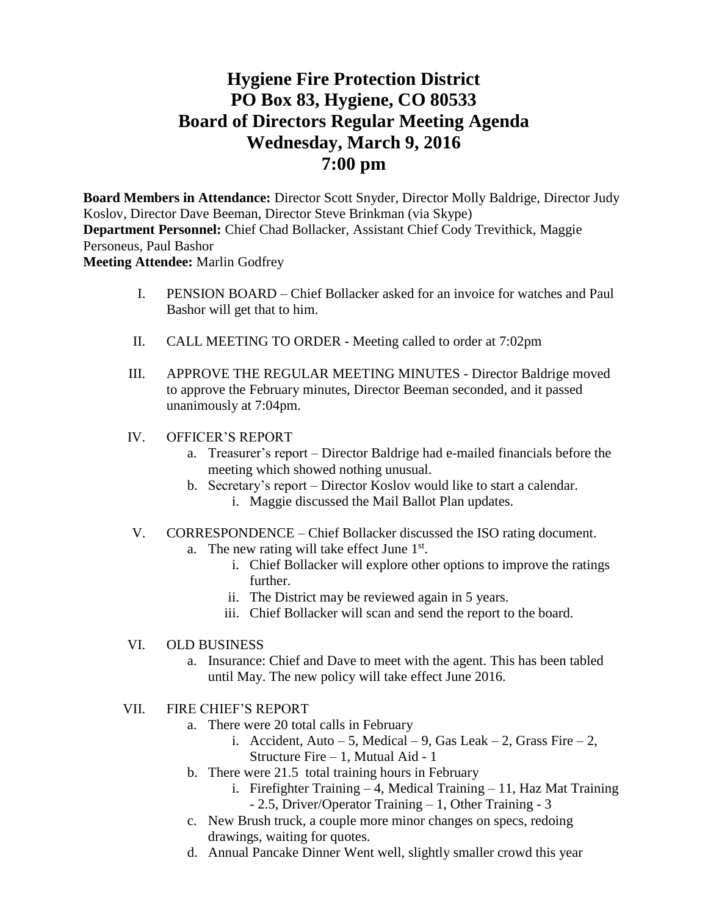# Hygiene Fire Protection District
# PO Box 83, Hygiene, CO 80533
# Board of Directors Regular Meeting Agenda
# Wednesday, March 9, 2016
# 7:00 pm

**Board Members in Attendance:** Director Scott Snyder, Director Molly Baldrige, Director Judy Koslov, Director Dave Beeman, Director Steve Brinkman (via Skype)
**Department Personnel:** Chief Chad Bollacker, Assistant Chief Cody Trevithick, Maggie Personeus, Paul Bashor
**Meeting Attendee:** Marlin Godfrey

I. PENSION BOARD – Chief Bollacker asked for an invoice for watches and Paul Bashor will get that to him.

II. CALL MEETING TO ORDER - Meeting called to order at 7:02pm

III. APPROVE THE REGULAR MEETING MINUTES - Director Baldrige moved to approve the February minutes, Director Beeman seconded, and it passed unanimously at 7:04pm.

IV. OFFICER'S REPORT
   a. Treasurer's report – Director Baldrige had e-mailed financials before the meeting which showed nothing unusual.
   b. Secretary's report – Director Koslov would like to start a calendar.
      i. Maggie discussed the Mail Ballot Plan updates.

V. CORRESPONDENCE – Chief Bollacker discussed the ISO rating document.
   a. The new rating will take effect June 1st.
      i. Chief Bollacker will explore other options to improve the ratings further.
      ii. The District may be reviewed again in 5 years.
      iii. Chief Bollacker will scan and send the report to the board.

VI. OLD BUSINESS
   a. Insurance: Chief and Dave to meet with the agent. This has been tabled until May. The new policy will take effect June 2016.

VII. FIRE CHIEF'S REPORT
   a. There were 20 total calls in February
      i. Accident, Auto – 5, Medical – 9, Gas Leak – 2, Grass Fire – 2, Structure Fire – 1, Mutual Aid - 1
   b. There were 21.5 total training hours in February
      i. Firefighter Training – 4, Medical Training – 11, Haz Mat Training - 2.5, Driver/Operator Training – 1, Other Training - 3
   c. New Brush truck, a couple more minor changes on specs, redoing drawings, waiting for quotes.
   d. Annual Pancake Dinner Went well, slightly smaller crowd this year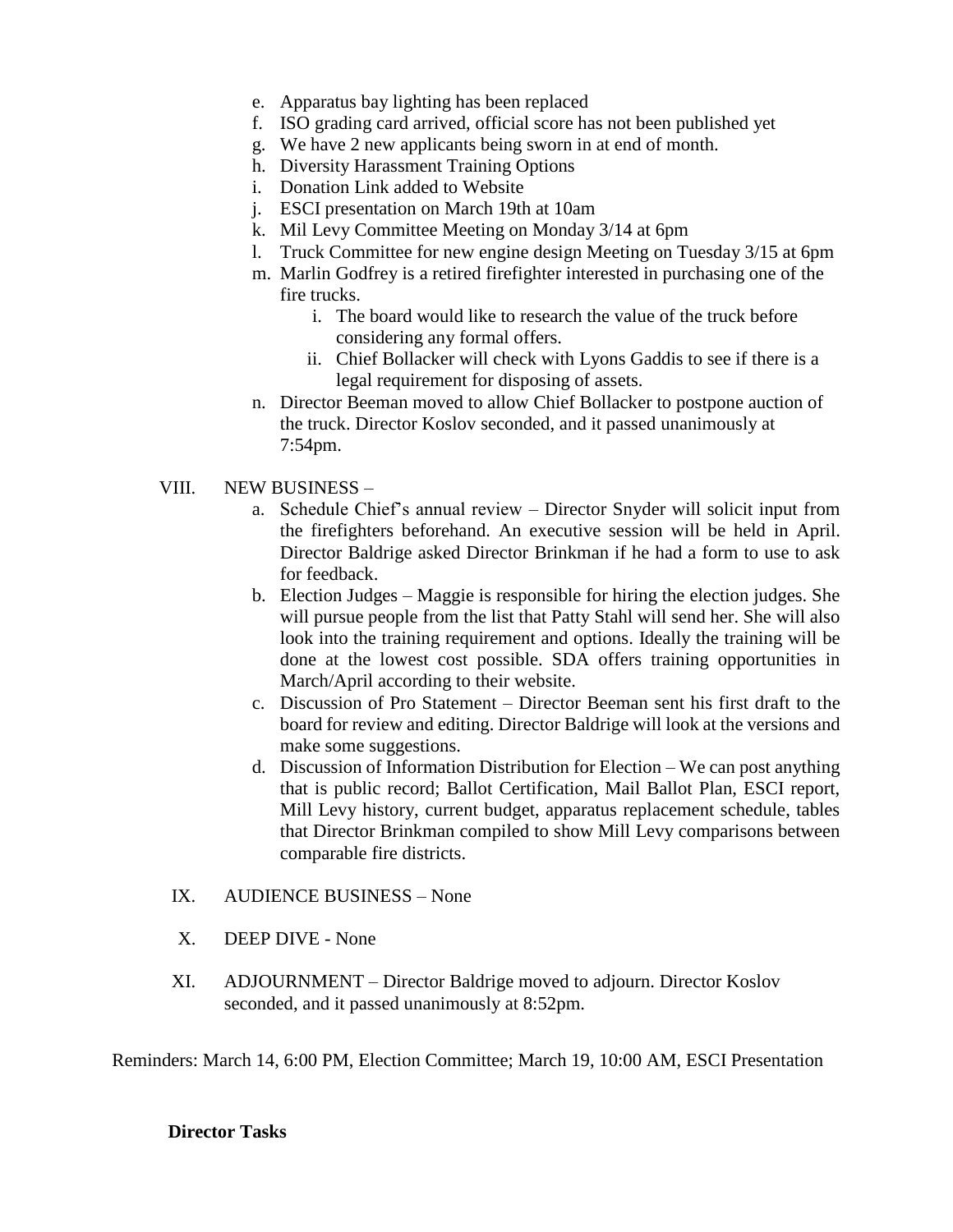e. Apparatus bay lighting has been replaced
f. ISO grading card arrived, official score has not been published yet
g. We have 2 new applicants being sworn in at end of month.
h. Diversity Harassment Training Options
i. Donation Link added to Website
j. ESCI presentation on March 19th at 10am
k. Mil Levy Committee Meeting on Monday 3/14 at 6pm
l. Truck Committee for new engine design Meeting on Tuesday 3/15 at 6pm
m. Marlin Godfrey is a retired firefighter interested in purchasing one of the fire trucks.
   i. The board would like to research the value of the truck before considering any formal offers.
   ii. Chief Bollacker will check with Lyons Gaddis to see if there is a legal requirement for disposing of assets.
n. Director Beeman moved to allow Chief Bollacker to postpone auction of the truck. Director Koslov seconded, and it passed unanimously at 7:54pm.

VIII. NEW BUSINESS –

a. Schedule Chief's annual review – Director Snyder will solicit input from the firefighters beforehand. An executive session will be held in April. Director Baldrige asked Director Brinkman if he had a form to use to ask for feedback.
b. Election Judges – Maggie is responsible for hiring the election judges. She will pursue people from the list that Patty Stahl will send her. She will also look into the training requirement and options. Ideally the training will be done at the lowest cost possible. SDA offers training opportunities in March/April according to their website.
c. Discussion of Pro Statement – Director Beeman sent his first draft to the board for review and editing. Director Baldrige will look at the versions and make some suggestions.
d. Discussion of Information Distribution for Election – We can post anything that is public record; Ballot Certification, Mail Ballot Plan, ESCI report, Mill Levy history, current budget, apparatus replacement schedule, tables that Director Brinkman compiled to show Mill Levy comparisons between comparable fire districts.

IX. AUDIENCE BUSINESS – None

X. DEEP DIVE - None

XI. ADJOURNMENT – Director Baldrige moved to adjourn. Director Koslov seconded, and it passed unanimously at 8:52pm.

Reminders: March 14, 6:00 PM, Election Committee; March 19, 10:00 AM, ESCI Presentation

**Director Tasks**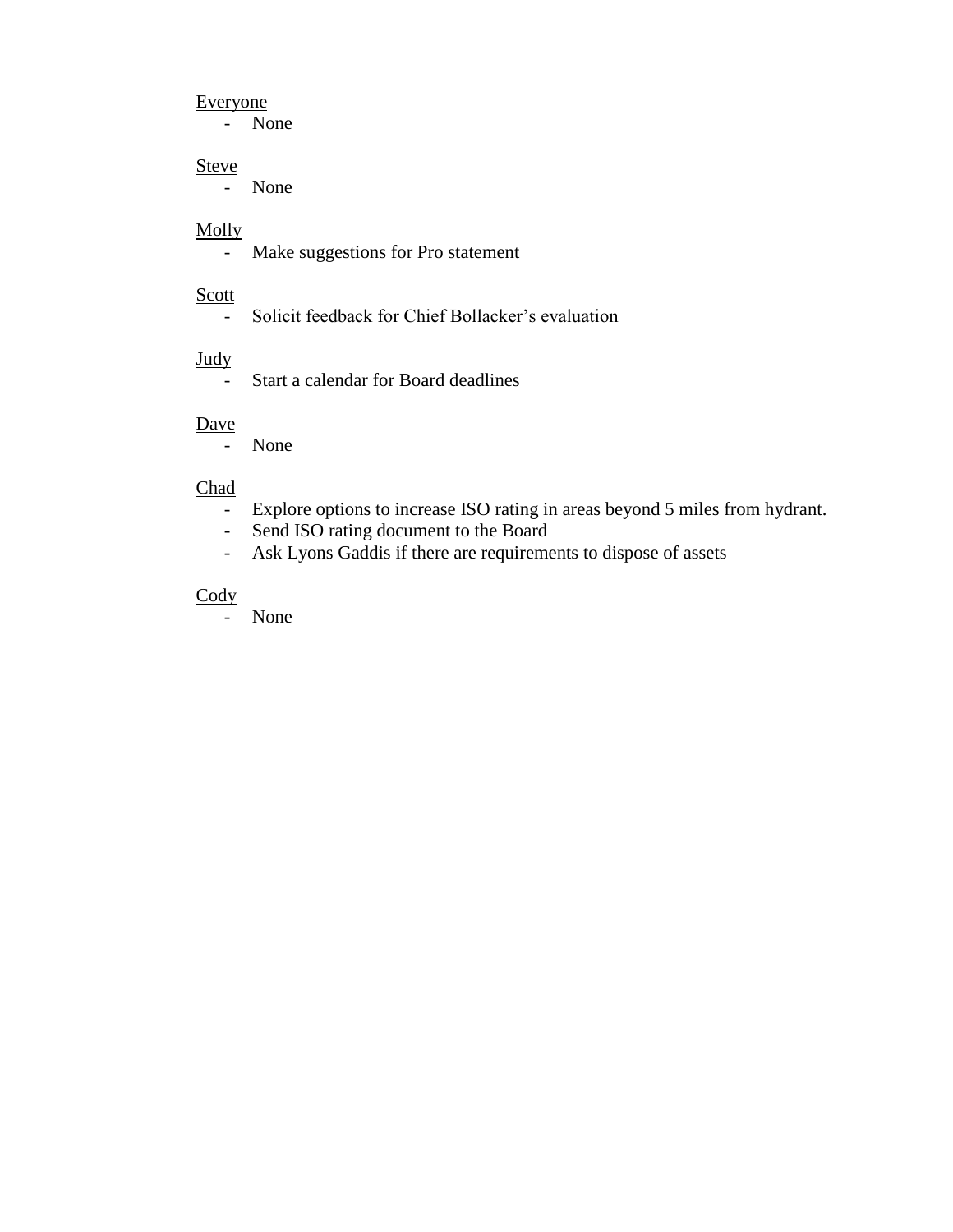<u>Everyone</u>

- None

<u>Steve</u>

- None

<u>Molly</u>

- Make suggestions for Pro statement

<u>Scott</u>

- Solicit feedback for Chief Bollacker's evaluation

<u>Judy</u>

- Start a calendar for Board deadlines

<u>Dave</u>

- None

<u>Chad</u>

- Explore options to increase ISO rating in areas beyond 5 miles from hydrant.
- Send ISO rating document to the Board
- Ask Lyons Gaddis if there are requirements to dispose of assets

<u>Cody</u>

- None